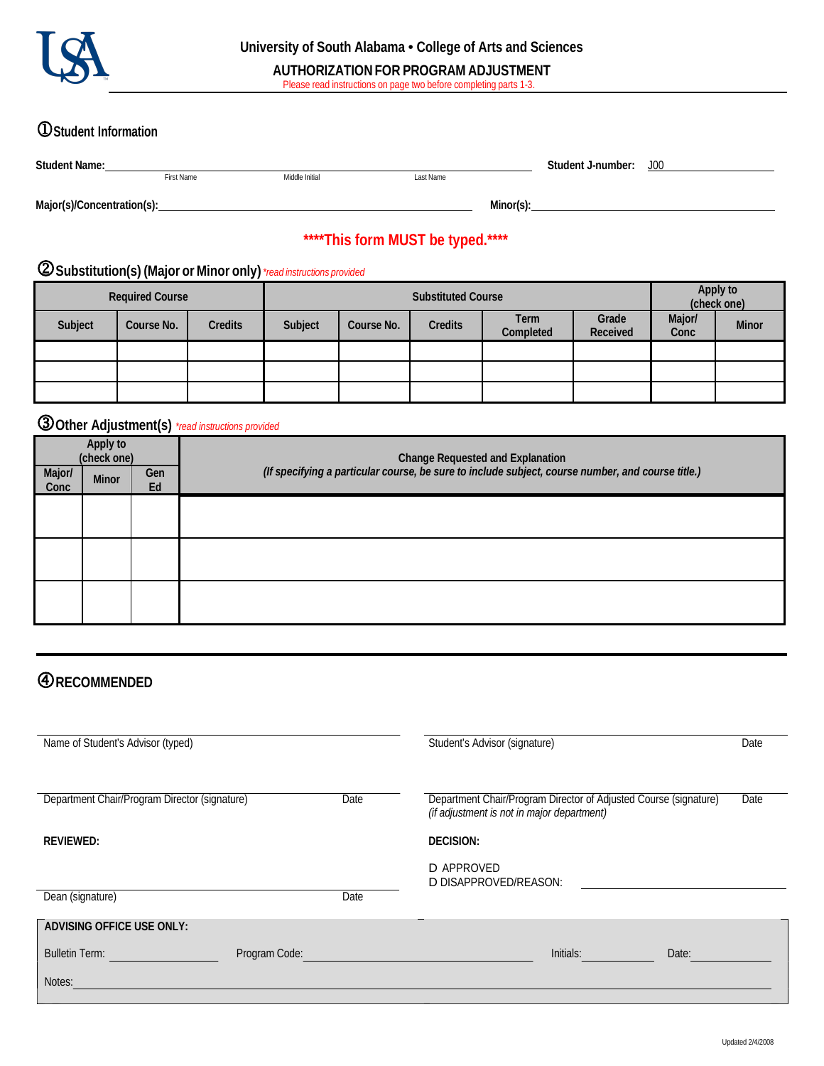# University of South Alabama • College of Arts and Sciences

## AUTHORIZATION FOR PROGRAM ADJUSTMENT

Please read instructions on page two before completing parts 1-3.

### ① Student Information

**Student Name:** ______________________________ **Student J-number:** J00__________

First Name — Middle Initial — Last Name

**Major(s)/Concentration(s):** ______________________________ **Minor(s):** ______________________________

**\*\*\*\*This form MUST be typed.\*\*\*\***

### ② Substitution(s) (Major or Minor only) *\*read instructions provided*

| Required Course | | | Substituted Course | | | | | Apply to (check one) | |
|---|---|---|---|---|---|---|---|---|---|
| Subject | Course No. | Credits | Subject | Course No. | Credits | Term Completed | Grade Received | Major/ Conc | Minor |
| | | | | | | | | | |
| | | | | | | | | | |
| | | | | | | | | | |

### ③ Other Adjustment(s) *\*read instructions provided*

| Apply to (check one) | | | Change Requested and Explanation *(If specifying a particular course, be sure to include subject, course number, and course title.)* |
|---|---|---|---|
| Major/ Conc | Minor | Gen Ed | |
| | | | |
| | | | |
| | | | |

### ④ RECOMMENDED

______________________________ Name of Student's Advisor (typed)

______________________________ Student's Advisor (signature) — Date

______________________________ Department Chair/Program Director (signature) — Date

______________________________ Department Chair/Program Director of Adjusted Course (signature) — Date
*(if adjustment is not in major department)*

**REVIEWED:**

______________________________ Dean (signature) — Date

**DECISION:**

☐ APPROVED

☐ DISAPPROVED/REASON: ______________________________

**ADVISING OFFICE USE ONLY:**

Bulletin Term: __________ Program Code: __________ Initials: __________ Date: __________

Notes: ______________________________

Updated 2/4/2008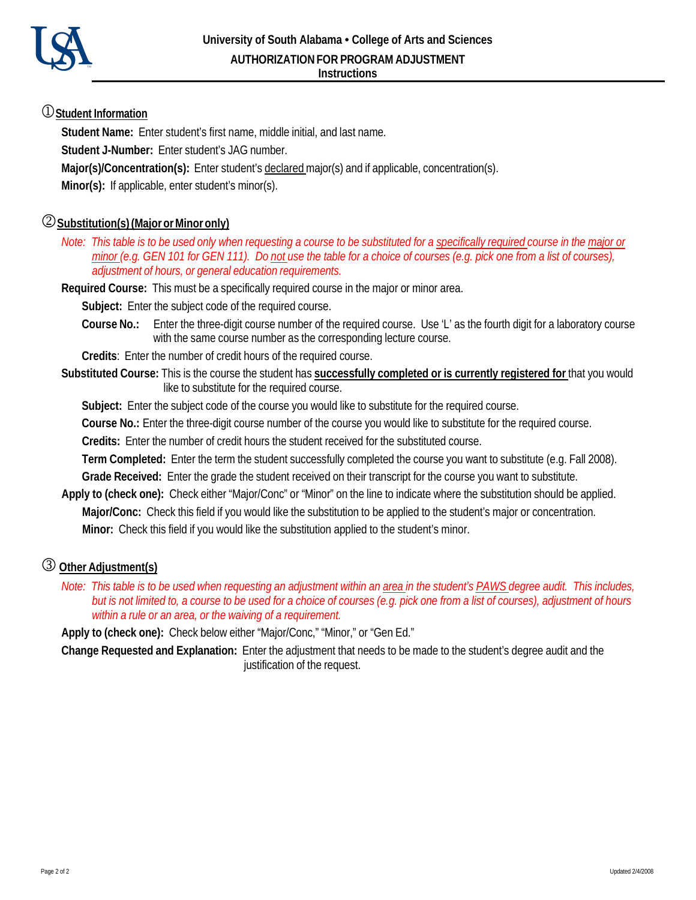## University of South Alabama • College of Arts and Sciences

### AUTHORIZATION FOR PROGRAM ADJUSTMENT
### Instructions

### ① Student Information

**Student Name:** Enter student's first name, middle initial, and last name.

**Student J-Number:** Enter student's JAG number.

**Major(s)/Concentration(s):** Enter student's declared major(s) and if applicable, concentration(s).

**Minor(s):** If applicable, enter student's minor(s).

### ② Substitution(s) (Major or Minor only)

*Note: This table is to be used only when requesting a course to be substituted for a specifically required course in the major or minor (e.g. GEN 101 for GEN 111). Do not use the table for a choice of courses (e.g. pick one from a list of courses), adjustment of hours, or general education requirements.*

**Required Course:** This must be a specifically required course in the major or minor area.

- **Subject:** Enter the subject code of the required course.
- **Course No.:** Enter the three-digit course number of the required course. Use 'L' as the fourth digit for a laboratory course with the same course number as the corresponding lecture course.
- **Credits**: Enter the number of credit hours of the required course.

**Substituted Course:** This is the course the student has **successfully completed or is currently registered for** that you would like to substitute for the required course.

- **Subject:** Enter the subject code of the course you would like to substitute for the required course.
- **Course No.:** Enter the three-digit course number of the course you would like to substitute for the required course.
- **Credits:** Enter the number of credit hours the student received for the substituted course.
- **Term Completed:** Enter the term the student successfully completed the course you want to substitute (e.g. Fall 2008).
- **Grade Received:** Enter the grade the student received on their transcript for the course you want to substitute.

**Apply to (check one):** Check either "Major/Conc" or "Minor" on the line to indicate where the substitution should be applied.

- **Major/Conc:** Check this field if you would like the substitution to be applied to the student's major or concentration.
- **Minor:** Check this field if you would like the substitution applied to the student's minor.

### ③ Other Adjustment(s)

*Note: This table is to be used when requesting an adjustment within an area in the student's PAWS degree audit. This includes, but is not limited to, a course to be used for a choice of courses (e.g. pick one from a list of courses), adjustment of hours within a rule or an area, or the waiving of a requirement.*

**Apply to (check one):** Check below either "Major/Conc," "Minor," or "Gen Ed."

**Change Requested and Explanation:** Enter the adjustment that needs to be made to the student's degree audit and the justification of the request.

Updated 2/4/2008